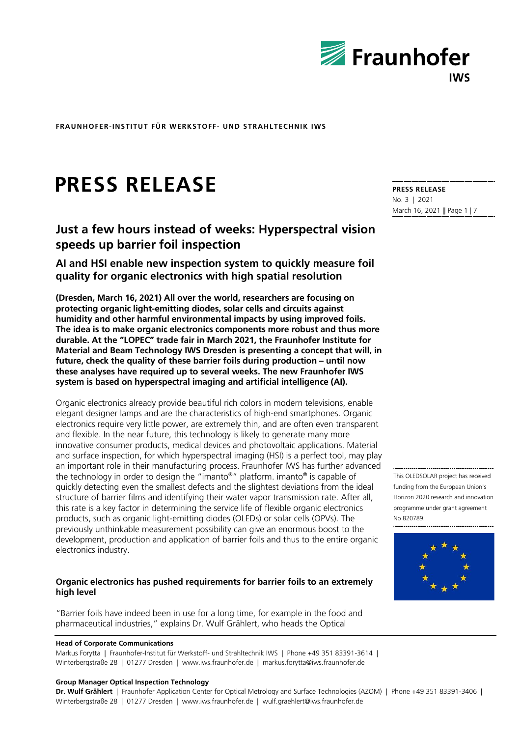**FRAUNHOFER-INSTITUT FÜR WERKSTOFF- UND STRAHLTECHNIK IWS**

# PRESS RELEASE

**PRESS RELEASE**
No. 3 | 2021
March 16, 2021

## Just a few hours instead of weeks: Hyperspectral vision speeds up barrier foil inspection

### AI and HSI enable new inspection system to quickly measure foil quality for organic electronics with high spatial resolution

**(Dresden, March 16, 2021) All over the world, researchers are focusing on protecting organic light-emitting diodes, solar cells and circuits against humidity and other harmful environmental impacts by using improved foils. The idea is to make organic electronics components more robust and thus more durable. At the "LOPEC" trade fair in March 2021, the Fraunhofer Institute for Material and Beam Technology IWS Dresden is presenting a concept that will, in future, check the quality of these barrier foils during production – until now these analyses have required up to several weeks. The new Fraunhofer IWS system is based on hyperspectral imaging and artificial intelligence (AI).**

Organic electronics already provide beautiful rich colors in modern televisions, enable elegant designer lamps and are the characteristics of high-end smartphones. Organic electronics require very little power, are extremely thin, and are often even transparent and flexible. In the near future, this technology is likely to generate many more innovative consumer products, medical devices and photovoltaic applications. Material and surface inspection, for which hyperspectral imaging (HSI) is a perfect tool, may play an important role in their manufacturing process. Fraunhofer IWS has further advanced the technology in order to design the "imanto®" platform. imanto® is capable of quickly detecting even the smallest defects and the slightest deviations from the ideal structure of barrier films and identifying their water vapor transmission rate. After all, this rate is a key factor in determining the service life of flexible organic electronics products, such as organic light-emitting diodes (OLEDs) or solar cells (OPVs). The previously unthinkable measurement possibility can give an enormous boost to the development, production and application of barrier foils and thus to the entire organic electronics industry.

This OLEDSOLAR project has received funding from the European Union's Horizon 2020 research and innovation programme under grant agreement No 820789.

### Organic electronics has pushed requirements for barrier foils to an extremely high level

"Barrier foils have indeed been in use for a long time, for example in the food and pharmaceutical industries," explains Dr. Wulf Grählert, who heads the Optical

**Head of Corporate Communications**
Markus Forytta | Fraunhofer-Institut für Werkstoff- und Strahltechnik IWS | Phone +49 351 83391-3614 | Winterbergstraße 28 | 01277 Dresden | www.iws.fraunhofer.de | markus.forytta@iws.fraunhofer.de

**Group Manager Optical Inspection Technology**
**Dr. Wulf Grählert** | Fraunhofer Application Center for Optical Metrology and Surface Technologies (AZOM) | Phone +49 351 83391-3406 | Winterbergstraße 28 | 01277 Dresden | www.iws.fraunhofer.de | wulf.graehlert@iws.fraunhofer.de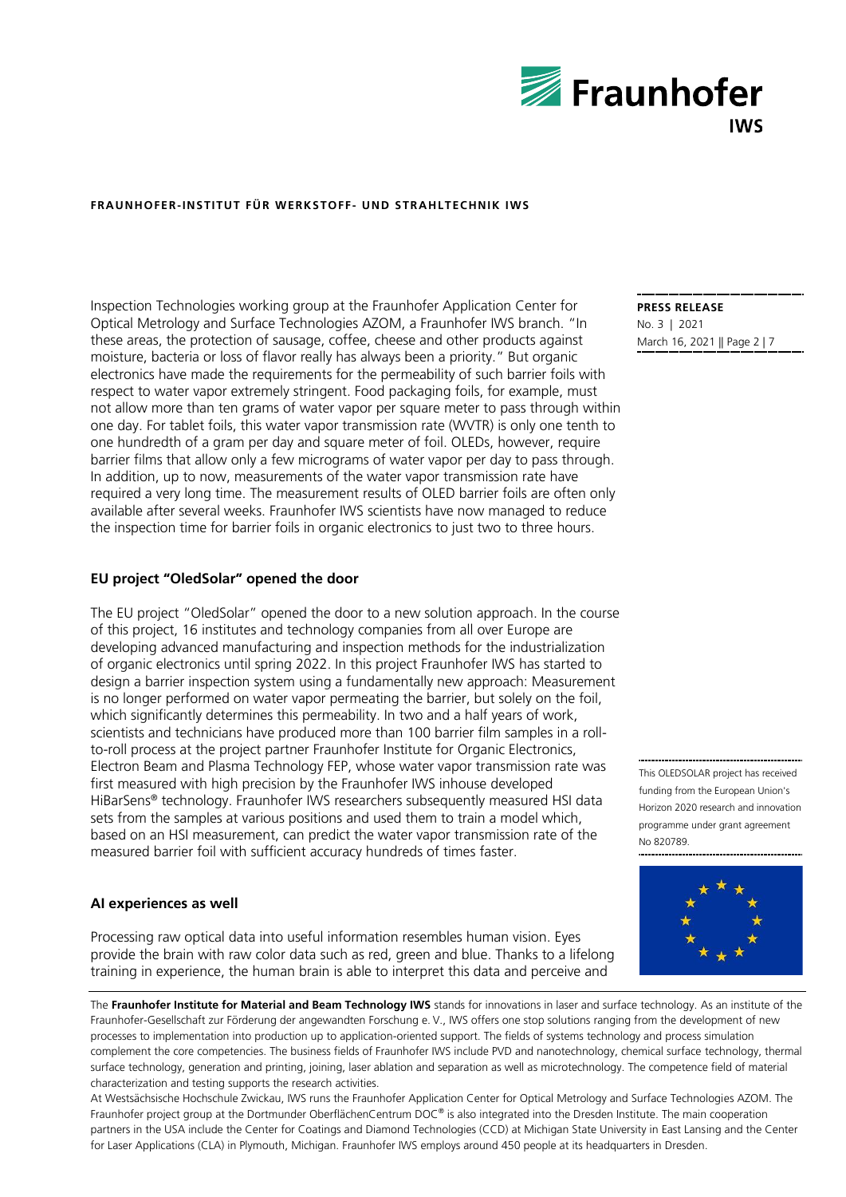Inspection Technologies working group at the Fraunhofer Application Center for Optical Metrology and Surface Technologies AZOM, a Fraunhofer IWS branch. "In these areas, the protection of sausage, coffee, cheese and other products against moisture, bacteria or loss of flavor really has always been a priority." But organic electronics have made the requirements for the permeability of such barrier foils with respect to water vapor extremely stringent. Food packaging foils, for example, must not allow more than ten grams of water vapor per square meter to pass through within one day. For tablet foils, this water vapor transmission rate (WVTR) is only one tenth to one hundredth of a gram per day and square meter of foil. OLEDs, however, require barrier films that allow only a few micrograms of water vapor per day to pass through. In addition, up to now, measurements of the water vapor transmission rate have required a very long time. The measurement results of OLED barrier foils are often only available after several weeks. Fraunhofer IWS scientists have now managed to reduce the inspection time for barrier foils in organic electronics to just two to three hours.

## EU project "OledSolar" opened the door

The EU project "OledSolar" opened the door to a new solution approach. In the course of this project, 16 institutes and technology companies from all over Europe are developing advanced manufacturing and inspection methods for the industrialization of organic electronics until spring 2022. In this project Fraunhofer IWS has started to design a barrier inspection system using a fundamentally new approach: Measurement is no longer performed on water vapor permeating the barrier, but solely on the foil, which significantly determines this permeability. In two and a half years of work, scientists and technicians have produced more than 100 barrier film samples in a roll-to-roll process at the project partner Fraunhofer Institute for Organic Electronics, Electron Beam and Plasma Technology FEP, whose water vapor transmission rate was first measured with high precision by the Fraunhofer IWS inhouse developed HiBarSens® technology. Fraunhofer IWS researchers subsequently measured HSI data sets from the samples at various positions and used them to train a model which, based on an HSI measurement, can predict the water vapor transmission rate of the measured barrier foil with sufficient accuracy hundreds of times faster.

This OLEDSOLAR project has received funding from the European Union's Horizon 2020 research and innovation programme under grant agreement No 820789.

## AI experiences as well

Processing raw optical data into useful information resembles human vision. Eyes provide the brain with raw color data such as red, green and blue. Thanks to a lifelong training in experience, the human brain is able to interpret this data and perceive and

The **Fraunhofer Institute for Material and Beam Technology IWS** stands for innovations in laser and surface technology. As an institute of the Fraunhofer-Gesellschaft zur Förderung der angewandten Forschung e. V., IWS offers one stop solutions ranging from the development of new processes to implementation into production up to application-oriented support. The fields of systems technology and process simulation complement the core competencies. The business fields of Fraunhofer IWS include PVD and nanotechnology, chemical surface technology, thermal surface technology, generation and printing, joining, laser ablation and separation as well as microtechnology. The competence field of material characterization and testing supports the research activities.

At Westsächsische Hochschule Zwickau, IWS runs the Fraunhofer Application Center for Optical Metrology and Surface Technologies AZOM. The Fraunhofer project group at the Dortmunder OberflächenCentrum DOC® is also integrated into the Dresden Institute. The main cooperation partners in the USA include the Center for Coatings and Diamond Technologies (CCD) at Michigan State University in East Lansing and the Center for Laser Applications (CLA) in Plymouth, Michigan. Fraunhofer IWS employs around 450 people at its headquarters in Dresden.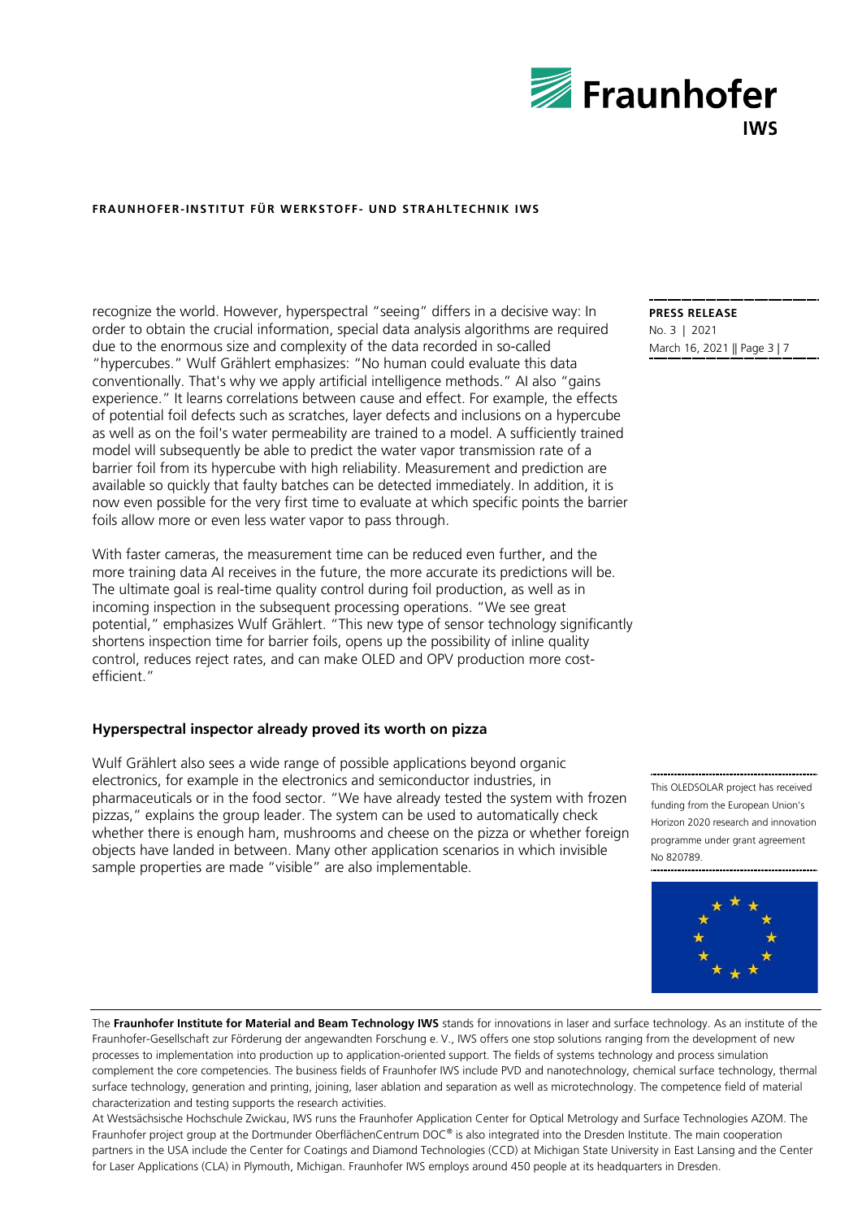recognize the world. However, hyperspectral "seeing" differs in a decisive way: In order to obtain the crucial information, special data analysis algorithms are required due to the enormous size and complexity of the data recorded in so-called "hypercubes." Wulf Grählert emphasizes: "No human could evaluate this data conventionally. That's why we apply artificial intelligence methods." AI also "gains experience." It learns correlations between cause and effect. For example, the effects of potential foil defects such as scratches, layer defects and inclusions on a hypercube as well as on the foil's water permeability are trained to a model. A sufficiently trained model will subsequently be able to predict the water vapor transmission rate of a barrier foil from its hypercube with high reliability. Measurement and prediction are available so quickly that faulty batches can be detected immediately. In addition, it is now even possible for the very first time to evaluate at which specific points the barrier foils allow more or even less water vapor to pass through.

With faster cameras, the measurement time can be reduced even further, and the more training data AI receives in the future, the more accurate its predictions will be. The ultimate goal is real-time quality control during foil production, as well as in incoming inspection in the subsequent processing operations. "We see great potential," emphasizes Wulf Grählert. "This new type of sensor technology significantly shortens inspection time for barrier foils, opens up the possibility of inline quality control, reduces reject rates, and can make OLED and OPV production more cost-efficient."

## Hyperspectral inspector already proved its worth on pizza

Wulf Grählert also sees a wide range of possible applications beyond organic electronics, for example in the electronics and semiconductor industries, in pharmaceuticals or in the food sector. "We have already tested the system with frozen pizzas," explains the group leader. The system can be used to automatically check whether there is enough ham, mushrooms and cheese on the pizza or whether foreign objects have landed in between. Many other application scenarios in which invisible sample properties are made "visible" are also implementable.

This OLEDSOLAR project has received funding from the European Union's Horizon 2020 research and innovation programme under grant agreement No 820789.

The **Fraunhofer Institute for Material and Beam Technology IWS** stands for innovations in laser and surface technology. As an institute of the Fraunhofer-Gesellschaft zur Förderung der angewandten Forschung e. V., IWS offers one stop solutions ranging from the development of new processes to implementation into production up to application-oriented support. The fields of systems technology and process simulation complement the core competencies. The business fields of Fraunhofer IWS include PVD and nanotechnology, chemical surface technology, thermal surface technology, generation and printing, joining, laser ablation and separation as well as microtechnology. The competence field of material characterization and testing supports the research activities.

At Westsächsische Hochschule Zwickau, IWS runs the Fraunhofer Application Center for Optical Metrology and Surface Technologies AZOM. The Fraunhofer project group at the Dortmunder OberflächenCentrum DOC® is also integrated into the Dresden Institute. The main cooperation partners in the USA include the Center for Coatings and Diamond Technologies (CCD) at Michigan State University in East Lansing and the Center for Laser Applications (CLA) in Plymouth, Michigan. Fraunhofer IWS employs around 450 people at its headquarters in Dresden.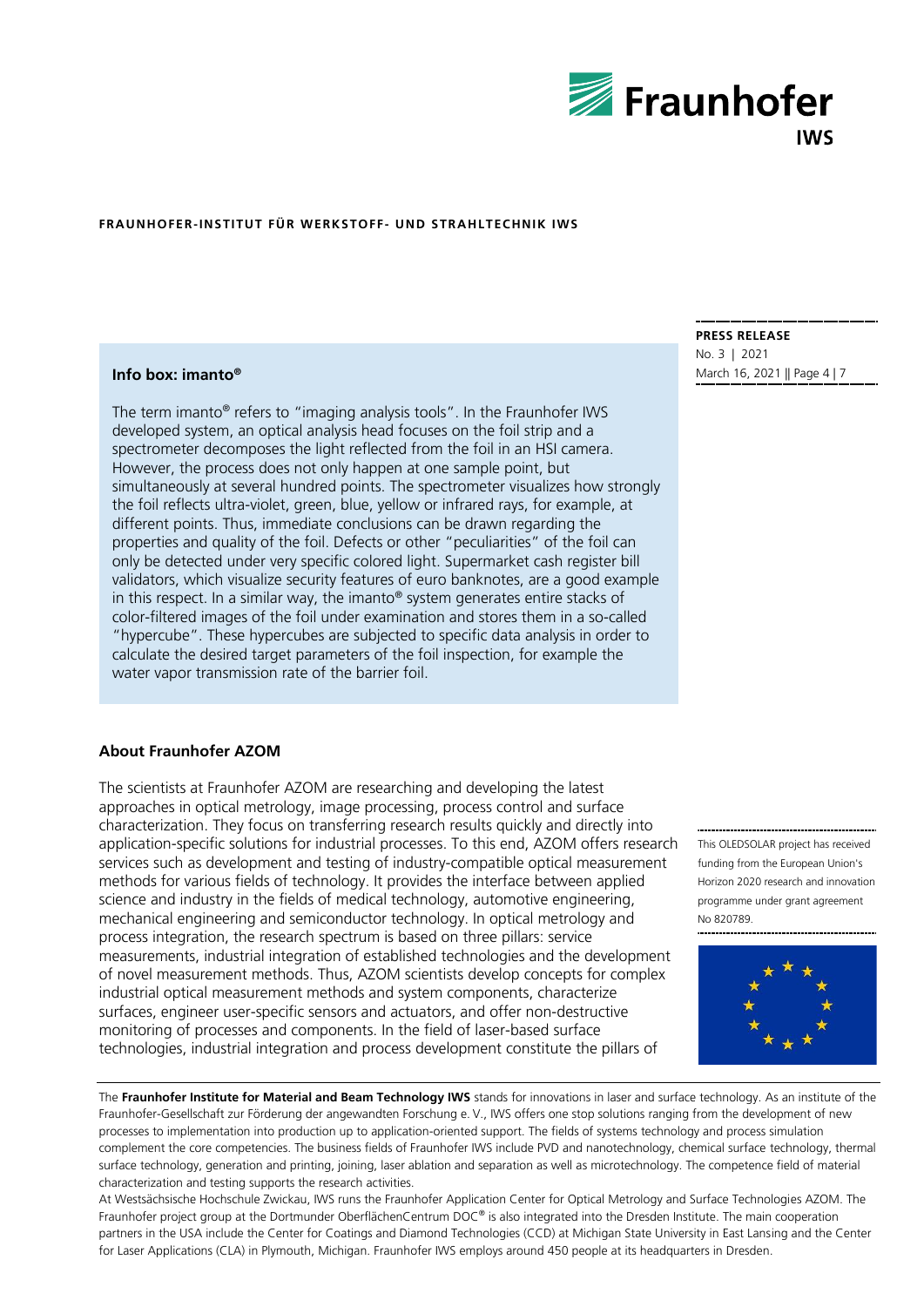**Info box: imanto®**

The term imanto® refers to "imaging analysis tools". In the Fraunhofer IWS developed system, an optical analysis head focuses on the foil strip and a spectrometer decomposes the light reflected from the foil in an HSI camera. However, the process does not only happen at one sample point, but simultaneously at several hundred points. The spectrometer visualizes how strongly the foil reflects ultra-violet, green, blue, yellow or infrared rays, for example, at different points. Thus, immediate conclusions can be drawn regarding the properties and quality of the foil. Defects or other "peculiarities" of the foil can only be detected under very specific colored light. Supermarket cash register bill validators, which visualize security features of euro banknotes, are a good example in this respect. In a similar way, the imanto® system generates entire stacks of color-filtered images of the foil under examination and stores them in a so-called "hypercube". These hypercubes are subjected to specific data analysis in order to calculate the desired target parameters of the foil inspection, for example the water vapor transmission rate of the barrier foil.

## About Fraunhofer AZOM

The scientists at Fraunhofer AZOM are researching and developing the latest approaches in optical metrology, image processing, process control and surface characterization. They focus on transferring research results quickly and directly into application-specific solutions for industrial processes. To this end, AZOM offers research services such as development and testing of industry-compatible optical measurement methods for various fields of technology. It provides the interface between applied science and industry in the fields of medical technology, automotive engineering, mechanical engineering and semiconductor technology. In optical metrology and process integration, the research spectrum is based on three pillars: service measurements, industrial integration of established technologies and the development of novel measurement methods. Thus, AZOM scientists develop concepts for complex industrial optical measurement methods and system components, characterize surfaces, engineer user-specific sensors and actuators, and offer non-destructive monitoring of processes and components. In the field of laser-based surface technologies, industrial integration and process development constitute the pillars of

This OLEDSOLAR project has received funding from the European Union's Horizon 2020 research and innovation programme under grant agreement No 820789.

The **Fraunhofer Institute for Material and Beam Technology IWS** stands for innovations in laser and surface technology. As an institute of the Fraunhofer-Gesellschaft zur Förderung der angewandten Forschung e. V., IWS offers one stop solutions ranging from the development of new processes to implementation into production up to application-oriented support. The fields of systems technology and process simulation complement the core competencies. The business fields of Fraunhofer IWS include PVD and nanotechnology, chemical surface technology, thermal surface technology, generation and printing, joining, laser ablation and separation as well as microtechnology. The competence field of material characterization and testing supports the research activities.

At Westsächsische Hochschule Zwickau, IWS runs the Fraunhofer Application Center for Optical Metrology and Surface Technologies AZOM. The Fraunhofer project group at the Dortmunder OberflächenCentrum DOC® is also integrated into the Dresden Institute. The main cooperation partners in the USA include the Center for Coatings and Diamond Technologies (CCD) at Michigan State University in East Lansing and the Center for Laser Applications (CLA) in Plymouth, Michigan. Fraunhofer IWS employs around 450 people at its headquarters in Dresden.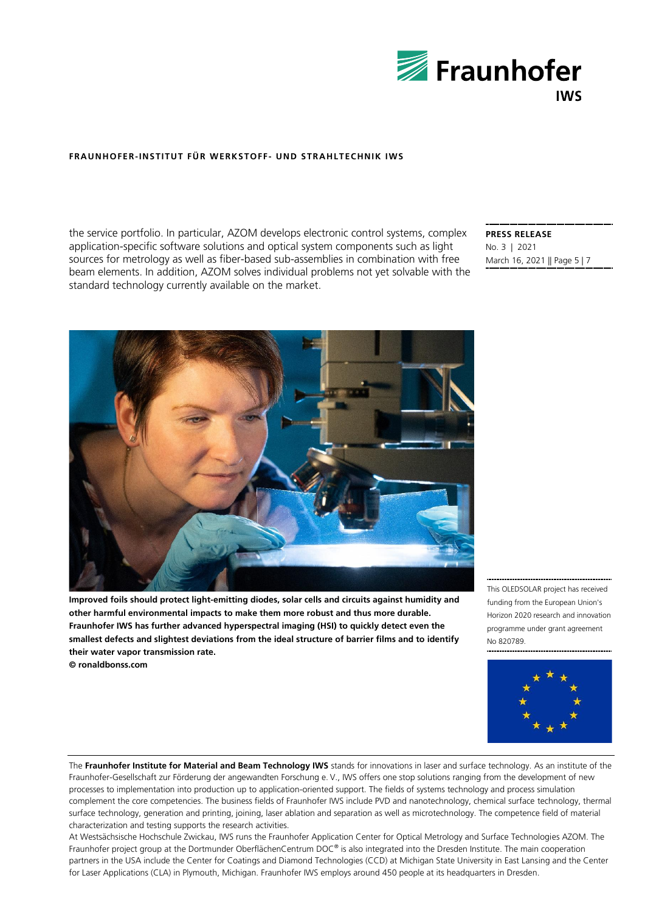the service portfolio. In particular, AZOM develops electronic control systems, complex application-specific software solutions and optical system components such as light sources for metrology as well as fiber-based sub-assemblies in combination with free beam elements. In addition, AZOM solves individual problems not yet solvable with the standard technology currently available on the market.

**Improved foils should protect light-emitting diodes, solar cells and circuits against humidity and other harmful environmental impacts to make them more robust and thus more durable. Fraunhofer IWS has further advanced hyperspectral imaging (HSI) to quickly detect even the smallest defects and slightest deviations from the ideal structure of barrier films and to identify their water vapor transmission rate.**
**© ronaldbonss.com**

This OLEDSOLAR project has received funding from the European Union's Horizon 2020 research and innovation programme under grant agreement No 820789.

The **Fraunhofer Institute for Material and Beam Technology IWS** stands for innovations in laser and surface technology. As an institute of the Fraunhofer-Gesellschaft zur Förderung der angewandten Forschung e. V., IWS offers one stop solutions ranging from the development of new processes to implementation into production up to application-oriented support. The fields of systems technology and process simulation complement the core competencies. The business fields of Fraunhofer IWS include PVD and nanotechnology, chemical surface technology, thermal surface technology, generation and printing, joining, laser ablation and separation as well as microtechnology. The competence field of material characterization and testing supports the research activities.
At Westsächsische Hochschule Zwickau, IWS runs the Fraunhofer Application Center for Optical Metrology and Surface Technologies AZOM. The Fraunhofer project group at the Dortmunder OberflächenCentrum DOC® is also integrated into the Dresden Institute. The main cooperation partners in the USA include the Center for Coatings and Diamond Technologies (CCD) at Michigan State University in East Lansing and the Center for Laser Applications (CLA) in Plymouth, Michigan. Fraunhofer IWS employs around 450 people at its headquarters in Dresden.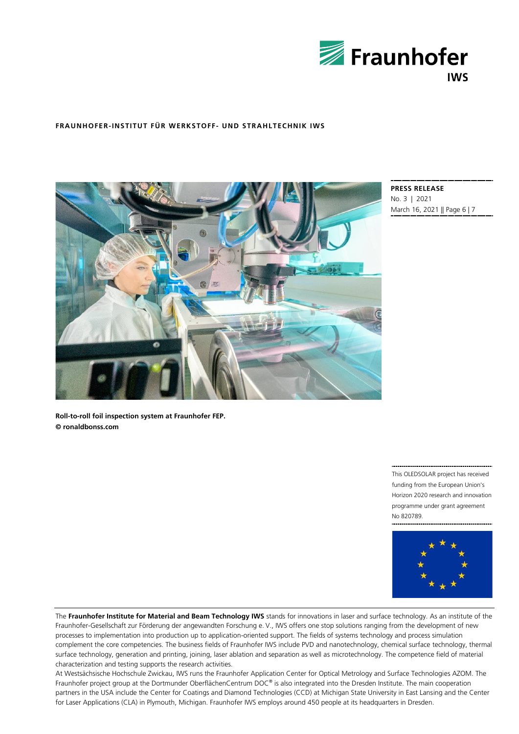FRAUNHOFER-INSTITUT FÜR WERKSTOFF- UND STRAHLTECHNIK IWS

**Roll-to-roll foil inspection system at Fraunhofer FEP.**
**© ronaldbonss.com**

This OLEDSOLAR project has received funding from the European Union's Horizon 2020 research and innovation programme under grant agreement No 820789.

The **Fraunhofer Institute for Material and Beam Technology IWS** stands for innovations in laser and surface technology. As an institute of the Fraunhofer-Gesellschaft zur Förderung der angewandten Forschung e. V., IWS offers one stop solutions ranging from the development of new processes to implementation into production up to application-oriented support. The fields of systems technology and process simulation complement the core competencies. The business fields of Fraunhofer IWS include PVD and nanotechnology, chemical surface technology, thermal surface technology, generation and printing, joining, laser ablation and separation as well as microtechnology. The competence field of material characterization and testing supports the research activities.
At Westsächsische Hochschule Zwickau, IWS runs the Fraunhofer Application Center for Optical Metrology and Surface Technologies AZOM. The Fraunhofer project group at the Dortmunder OberflächenCentrum DOC® is also integrated into the Dresden Institute. The main cooperation partners in the USA include the Center for Coatings and Diamond Technologies (CCD) at Michigan State University in East Lansing and the Center for Laser Applications (CLA) in Plymouth, Michigan. Fraunhofer IWS employs around 450 people at its headquarters in Dresden.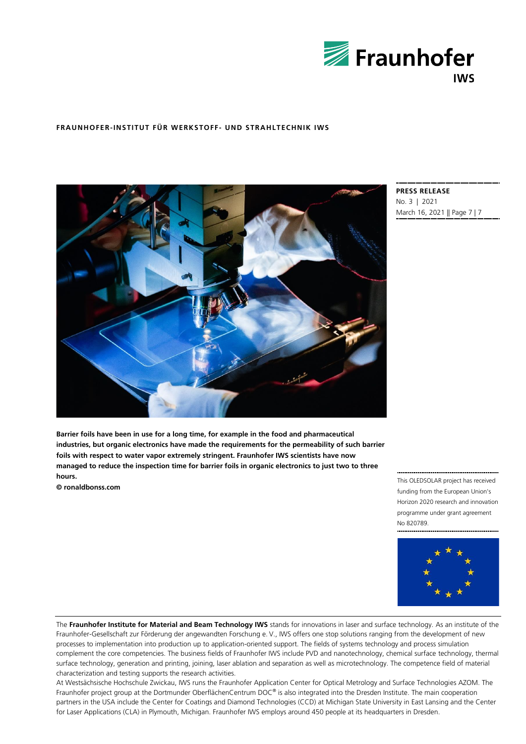**FRAUNHOFER-INSTITUT FÜR WERKSTOFF- UND STRAHLTECHNIK IWS**

**PRESS RELEASE**
No. 3 | 2021
March 16, 2021 || Page 7 | 7

**Barrier foils have been in use for a long time, for example in the food and pharmaceutical industries, but organic electronics have made the requirements for the permeability of such barrier foils with respect to water vapor extremely stringent. Fraunhofer IWS scientists have now managed to reduce the inspection time for barrier foils in organic electronics to just two to three hours.**
**© ronaldbonss.com**

This OLEDSOLAR project has received funding from the European Union's Horizon 2020 research and innovation programme under grant agreement No 820789.

The **Fraunhofer Institute for Material and Beam Technology IWS** stands for innovations in laser and surface technology. As an institute of the Fraunhofer-Gesellschaft zur Förderung der angewandten Forschung e. V., IWS offers one stop solutions ranging from the development of new processes to implementation into production up to application-oriented support. The fields of systems technology and process simulation complement the core competencies. The business fields of Fraunhofer IWS include PVD and nanotechnology, chemical surface technology, thermal surface technology, generation and printing, joining, laser ablation and separation as well as microtechnology. The competence field of material characterization and testing supports the research activities.
At Westsächsische Hochschule Zwickau, IWS runs the Fraunhofer Application Center for Optical Metrology and Surface Technologies AZOM. The Fraunhofer project group at the Dortmunder OberflächenCentrum DOC® is also integrated into the Dresden Institute. The main cooperation partners in the USA include the Center for Coatings and Diamond Technologies (CCD) at Michigan State University in East Lansing and the Center for Laser Applications (CLA) in Plymouth, Michigan. Fraunhofer IWS employs around 450 people at its headquarters in Dresden.